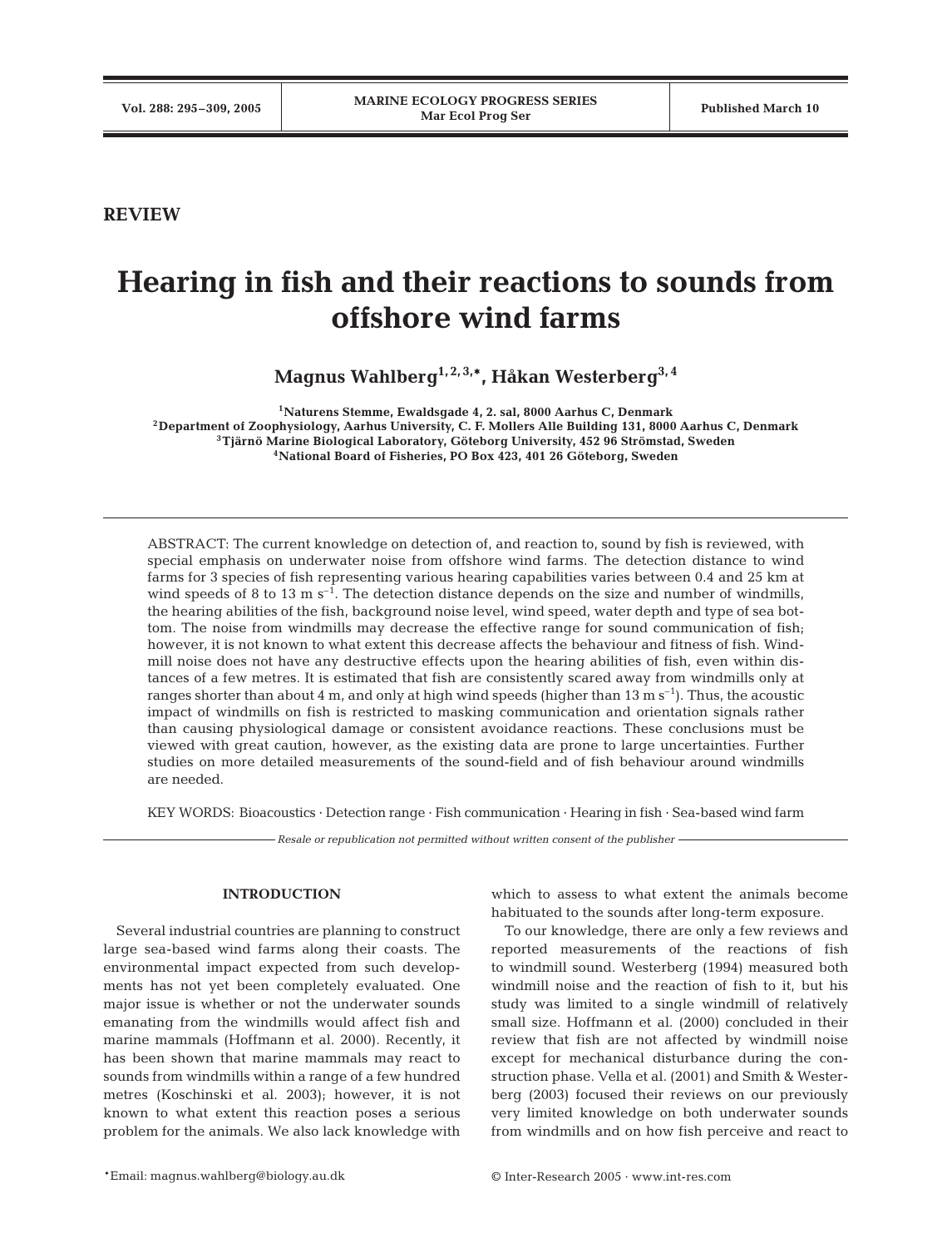REVIEW

# Hearing in fish and their reactions to sounds from offshore wind farms

**Magnus Wahlberg[1,2,3,*], Håkan Westerberg[3,4]**

[1]Naturens Stemme, Ewaldsgade 4, 2. sal, 8000 Aarhus C, Denmark
[2]Department of Zoophysiology, Aarhus University, C. F. Mollers Alle Building 131, 8000 Aarhus C, Denmark
[3]Tjärnö Marine Biological Laboratory, Göteborg University, 452 96 Strömstad, Sweden
[4]National Board of Fisheries, PO Box 423, 401 26 Göteborg, Sweden

ABSTRACT: The current knowledge on detection of, and reaction to, sound by fish is reviewed, with special emphasis on underwater noise from offshore wind farms. The detection distance to wind farms for 3 species of fish representing various hearing capabilities varies between 0.4 and 25 km at wind speeds of 8 to 13 m $s^{-1}$. The detection distance depends on the size and number of windmills, the hearing abilities of the fish, background noise level, wind speed, water depth and type of sea bottom. The noise from windmills may decrease the effective range for sound communication of fish; however, it is not known to what extent this decrease affects the behaviour and fitness of fish. Windmill noise does not have any destructive effects upon the hearing abilities of fish, even within distances of a few metres. It is estimated that fish are consistently scared away from windmills only at ranges shorter than about 4 m, and only at high wind speeds (higher than 13 m $s^{-1}$). Thus, the acoustic impact of windmills on fish is restricted to masking communication and orientation signals rather than causing physiological damage or consistent avoidance reactions. These conclusions must be viewed with great caution, however, as the existing data are prone to large uncertainties. Further studies on more detailed measurements of the sound-field and of fish behaviour around windmills are needed.

KEY WORDS: Bioacoustics · Detection range · Fish communication · Hearing in fish · Sea-based wind farm

*Resale or republication not permitted without written consent of the publisher*

## INTRODUCTION

Several industrial countries are planning to construct large sea-based wind farms along their coasts. The environmental impact expected from such developments has not yet been completely evaluated. One major issue is whether or not the underwater sounds emanating from the windmills would affect fish and marine mammals (Hoffmann et al. 2000). Recently, it has been shown that marine mammals may react to sounds from windmills within a range of a few hundred metres (Koschinski et al. 2003); however, it is not known to what extent this reaction poses a serious problem for the animals. We also lack knowledge with which to assess to what extent the animals become habituated to the sounds after long-term exposure.

To our knowledge, there are only a few reviews and reported measurements of the reactions of fish to windmill sound. Westerberg (1994) measured both windmill noise and the reaction of fish to it, but his study was limited to a single windmill of relatively small size. Hoffmann et al. (2000) concluded in their review that fish are not affected by windmill noise except for mechanical disturbance during the construction phase. Vella et al. (2001) and Smith & Westerberg (2003) focused their reviews on our previously very limited knowledge on both underwater sounds from windmills and on how fish perceive and react to

*Email: magnus.wahlberg@biology.au.dk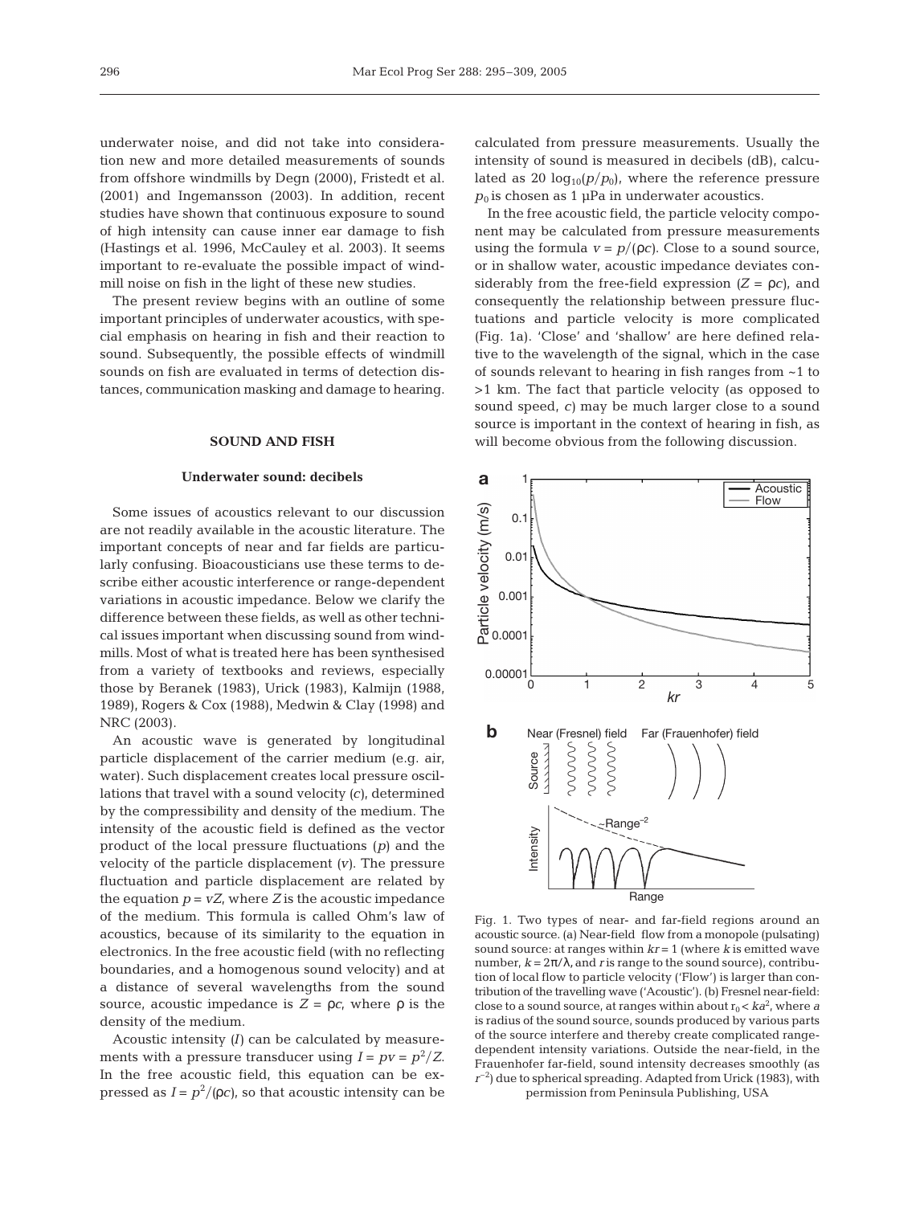underwater noise, and did not take into consideration new and more detailed measurements of sounds from offshore windmills by Degn (2000), Fristedt et al. (2001) and Ingemansson (2003). In addition, recent studies have shown that continuous exposure to sound of high intensity can cause inner ear damage to fish (Hastings et al. 1996, McCauley et al. 2003). It seems important to re-evaluate the possible impact of windmill noise on fish in the light of these new studies.

The present review begins with an outline of some important principles of underwater acoustics, with special emphasis on hearing in fish and their reaction to sound. Subsequently, the possible effects of windmill sounds on fish are evaluated in terms of detection distances, communication masking and damage to hearing.

## SOUND AND FISH

### Underwater sound: decibels

Some issues of acoustics relevant to our discussion are not readily available in the acoustic literature. The important concepts of near and far fields are particularly confusing. Bioacousticians use these terms to describe either acoustic interference or range-dependent variations in acoustic impedance. Below we clarify the difference between these fields, as well as other technical issues important when discussing sound from windmills. Most of what is treated here has been synthesised from a variety of textbooks and reviews, especially those by Beranek (1983), Urick (1983), Kalmijn (1988, 1989), Rogers & Cox (1988), Medwin & Clay (1998) and NRC (2003).

An acoustic wave is generated by longitudinal particle displacement of the carrier medium (e.g. air, water). Such displacement creates local pressure oscillations that travel with a sound velocity ($c$), determined by the compressibility and density of the medium. The intensity of the acoustic field is defined as the vector product of the local pressure fluctuations ($p$) and the velocity of the particle displacement ($v$). The pressure fluctuation and particle displacement are related by the equation $p = vZ$, where $Z$ is the acoustic impedance of the medium. This formula is called Ohm's law of acoustics, because of its similarity to the equation in electronics. In the free acoustic field (with no reflecting boundaries, and a homogenous sound velocity) and at a distance of several wavelengths from the sound source, acoustic impedance is $Z = \rho c$, where $\rho$ is the density of the medium.

Acoustic intensity ($I$) can be calculated by measurements with a pressure transducer using $I = pv = p^2/Z$. In the free acoustic field, this equation can be expressed as $I = p^2/(\rho c)$, so that acoustic intensity can be calculated from pressure measurements. Usually the intensity of sound is measured in decibels (dB), calculated as $20 \log_{10}(p/p_0)$, where the reference pressure $p_0$ is chosen as 1 µPa in underwater acoustics.

In the free acoustic field, the particle velocity component may be calculated from pressure measurements using the formula $v = p/(\rho c)$. Close to a sound source, or in shallow water, acoustic impedance deviates considerably from the free-field expression ($Z = \rho c$), and consequently the relationship between pressure fluctuations and particle velocity is more complicated (Fig. 1a). 'Close' and 'shallow' are here defined relative to the wavelength of the signal, which in the case of sounds relevant to hearing in fish ranges from ~1 to >1 km. The fact that particle velocity (as opposed to sound speed, $c$) may be much larger close to a sound source is important in the context of hearing in fish, as will become obvious from the following discussion.

Fig. 1. Two types of near- and far-field regions around an acoustic source. (a) Near-field flow from a monopole (pulsating) sound source: at ranges within $kr = 1$ (where $k$ is emitted wave number, $k = 2\pi/\lambda$, and $r$ is range to the sound source), contribution of local flow to particle velocity ('Flow') is larger than contribution of the travelling wave ('Acoustic'). (b) Fresnel near-field: close to a sound source, at ranges within about $r_0 < ka^2$, where $a$ is radius of the sound source, sounds produced by various parts of the source interfere and thereby create complicated range-dependent intensity variations. Outside the near-field, in the Frauenhofer far-field, sound intensity decreases smoothly (as $r^{-2}$) due to spherical spreading. Adapted from Urick (1983), with permission from Peninsula Publishing, USA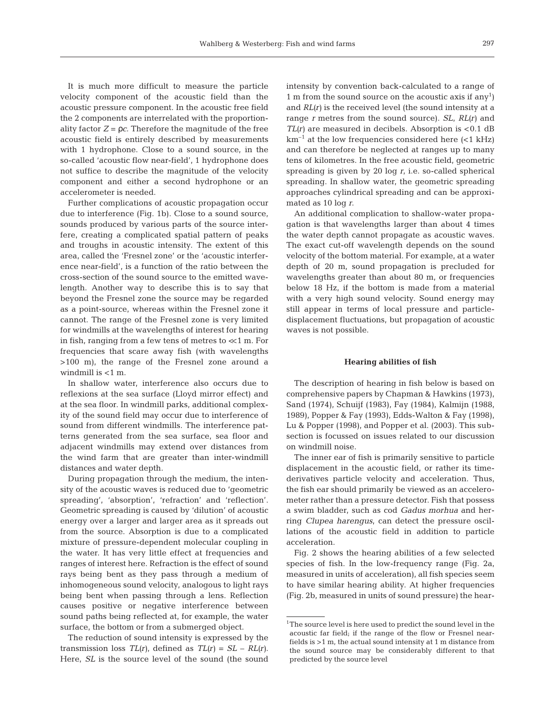It is much more difficult to measure the particle velocity component of the acoustic field than the acoustic pressure component. In the acoustic free field the 2 components are interrelated with the proportionality factor $Z = \rho c$. Therefore the magnitude of the free acoustic field is entirely described by measurements with 1 hydrophone. Close to a sound source, in the so-called 'acoustic flow near-field', 1 hydrophone does not suffice to describe the magnitude of the velocity component and either a second hydrophone or an accelerometer is needed.

Further complications of acoustic propagation occur due to interference (Fig. 1b). Close to a sound source, sounds produced by various parts of the source interfere, creating a complicated spatial pattern of peaks and troughs in acoustic intensity. The extent of this area, called the 'Fresnel zone' or the 'acoustic interference near-field', is a function of the ratio between the cross-section of the sound source to the emitted wavelength. Another way to describe this is to say that beyond the Fresnel zone the source may be regarded as a point-source, whereas within the Fresnel zone it cannot. The range of the Fresnel zone is very limited for windmills at the wavelengths of interest for hearing in fish, ranging from a few tens of metres to $\ll$1 m. For frequencies that scare away fish (with wavelengths >100 m), the range of the Fresnel zone around a windmill is <1 m.

In shallow water, interference also occurs due to reflexions at the sea surface (Lloyd mirror effect) and at the sea floor. In windmill parks, additional complexity of the sound field may occur due to interference of sound from different windmills. The interference patterns generated from the sea surface, sea floor and adjacent windmills may extend over distances from the wind farm that are greater than inter-windmill distances and water depth.

During propagation through the medium, the intensity of the acoustic waves is reduced due to 'geometric spreading', 'absorption', 'refraction' and 'reflection'. Geometric spreading is caused by 'dilution' of acoustic energy over a larger and larger area as it spreads out from the source. Absorption is due to a complicated mixture of pressure-dependent molecular coupling in the water. It has very little effect at frequencies and ranges of interest here. Refraction is the effect of sound rays being bent as they pass through a medium of inhomogeneous sound velocity, analogous to light rays being bent when passing through a lens. Reflection causes positive or negative interference between sound paths being reflected at, for example, the water surface, the bottom or from a submerged object.

The reduction of sound intensity is expressed by the transmission loss $TL(r)$, defined as $TL(r) = SL - RL(r)$. Here, $SL$ is the source level of the sound (the sound intensity by convention back-calculated to a range of 1 m from the sound source on the acoustic axis if any[1]) and $RL(r)$ is the received level (the sound intensity at a range $r$ metres from the sound source). $SL$, $RL(r)$ and $TL(r)$ are measured in decibels. Absorption is <0.1 dB $\text{km}^{-1}$ at the low frequencies considered here (<1 kHz) and can therefore be neglected at ranges up to many tens of kilometres. In the free acoustic field, geometric spreading is given by 20 log $r$, i.e. so-called spherical spreading. In shallow water, the geometric spreading approaches cylindrical spreading and can be approximated as 10 log $r$.

An additional complication to shallow-water propagation is that wavelengths larger than about 4 times the water depth cannot propagate as acoustic waves. The exact cut-off wavelength depends on the sound velocity of the bottom material. For example, at a water depth of 20 m, sound propagation is precluded for wavelengths greater than about 80 m, or frequencies below 18 Hz, if the bottom is made from a material with a very high sound velocity. Sound energy may still appear in terms of local pressure and particle-displacement fluctuations, but propagation of acoustic waves is not possible.

## Hearing abilities of fish

The description of hearing in fish below is based on comprehensive papers by Chapman & Hawkins (1973), Sand (1974), Schuijf (1983), Fay (1984), Kalmijn (1988, 1989), Popper & Fay (1993), Edds-Walton & Fay (1998), Lu & Popper (1998), and Popper et al. (2003). This subsection is focussed on issues related to our discussion on windmill noise.

The inner ear of fish is primarily sensitive to particle displacement in the acoustic field, or rather its time-derivatives particle velocity and acceleration. Thus, the fish ear should primarily be viewed as an accelerometer rather than a pressure detector. Fish that possess a swim bladder, such as cod *Gadus morhua* and herring *Clupea harengus*, can detect the pressure oscillations of the acoustic field in addition to particle acceleration.

Fig. 2 shows the hearing abilities of a few selected species of fish. In the low-frequency range (Fig. 2a, measured in units of acceleration), all fish species seem to have similar hearing ability. At higher frequencies (Fig. 2b, measured in units of sound pressure) the hear-

[1] The source level is here used to predict the sound level in the acoustic far field; if the range of the flow or Fresnel near-fields is >1 m, the actual sound intensity at 1 m distance from the sound source may be considerably different to that predicted by the source level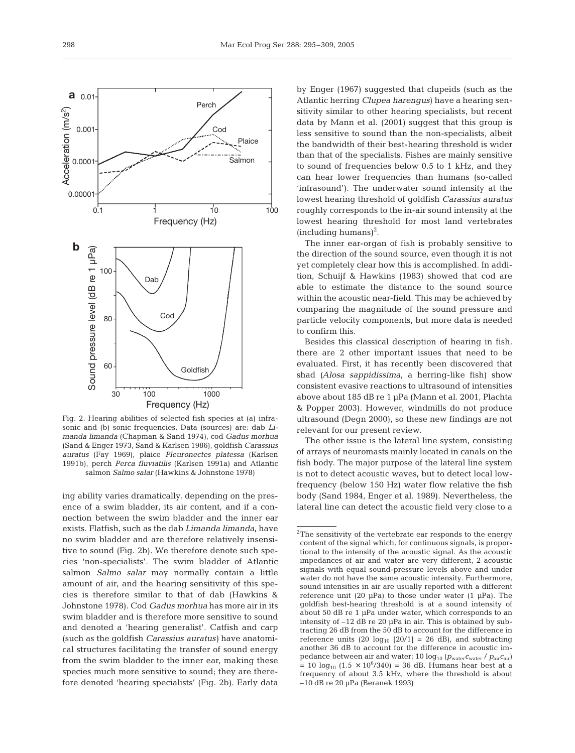Fig. 2. Hearing abilities of selected fish species at (a) infrasonic and (b) sonic frequencies. Data (sources) are: dab *Limanda limanda* (Chapman & Sand 1974), cod *Gadus morhua* (Sand & Enger 1973, Sand & Karlsen 1986), goldfish *Carassius auratus* (Fay 1969), plaice *Pleuronectes platessa* (Karlsen 1991b), perch *Perca fluviatilis* (Karlsen 1991a) and Atlantic salmon *Salmo salar* (Hawkins & Johnstone 1978)

ing ability varies dramatically, depending on the presence of a swim bladder, its air content, and if a connection between the swim bladder and the inner ear exists. Flatfish, such as the dab *Limanda limanda*, have no swim bladder and are therefore relatively insensitive to sound (Fig. 2b). We therefore denote such species 'non-specialists'. The swim bladder of Atlantic salmon *Salmo salar* may normally contain a little amount of air, and the hearing sensitivity of this species is therefore similar to that of dab (Hawkins & Johnstone 1978). Cod *Gadus morhua* has more air in its swim bladder and is therefore more sensitive to sound and denoted a 'hearing generalist'. Catfish and carp (such as the goldfish *Carassius auratus*) have anatomical structures facilitating the transfer of sound energy from the swim bladder to the inner ear, making these species much more sensitive to sound; they are therefore denoted 'hearing specialists' (Fig. 2b). Early data by Enger (1967) suggested that clupeids (such as the Atlantic herring *Clupea harengus*) have a hearing sensitivity similar to other hearing specialists, but recent data by Mann et al. (2001) suggest that this group is less sensitive to sound than the non-specialists, albeit the bandwidth of their best-hearing threshold is wider than that of the specialists. Fishes are mainly sensitive to sound of frequencies below 0.5 to 1 kHz, and they can hear lower frequencies than humans (so-called 'infrasound'). The underwater sound intensity at the lowest hearing threshold of goldfish *Carassius auratus* roughly corresponds to the in-air sound intensity at the lowest hearing threshold for most land vertebrates (including humans)[2].

The inner ear-organ of fish is probably sensitive to the direction of the sound source, even though it is not yet completely clear how this is accomplished. In addition, Schuijf & Hawkins (1983) showed that cod are able to estimate the distance to the sound source within the acoustic near-field. This may be achieved by comparing the magnitude of the sound pressure and particle velocity components, but more data is needed to confirm this.

Besides this classical description of hearing in fish, there are 2 other important issues that need to be evaluated. First, it has recently been discovered that shad (*Alosa sappidissima*, a herring-like fish) show consistent evasive reactions to ultrasound of intensities above about 185 dB re 1 µPa (Mann et al. 2001, Plachta & Popper 2003). However, windmills do not produce ultrasound (Degn 2000), so these new findings are not relevant for our present review.

The other issue is the lateral line system, consisting of arrays of neuromasts mainly located in canals on the fish body. The major purpose of the lateral line system is not to detect acoustic waves, but to detect local low-frequency (below 150 Hz) water flow relative the fish body (Sand 1984, Enger et al. 1989). Nevertheless, the lateral line can detect the acoustic field very close to a

[2]The sensitivity of the vertebrate ear responds to the energy content of the signal which, for continuous signals, is proportional to the intensity of the acoustic signal. As the acoustic impedances of air and water are very different, 2 acoustic signals with equal sound-pressure levels above and under water do not have the same acoustic intensity. Furthermore, sound intensities in air are usually reported with a different reference unit (20 µPa) to those under water (1 µPa). The goldfish best-hearing threshold is at a sound intensity of about 50 dB re 1 µPa under water, which corresponds to an intensity of –12 dB re 20 µPa in air. This is obtained by subtracting 26 dB from the 50 dB to account for the difference in reference units ($20 \log_{10} [20/1] = 26$ dB), and subtracting another 36 dB to account for the difference in acoustic impedance between air and water: $10 \log_{10} (\rho_{water}c_{water} / \rho_{air}c_{air}) = 10 \log_{10} (1.5 \times 10^6/340) = 36$ dB. Humans hear best at a frequency of about 3.5 kHz, where the threshold is about –10 dB re 20 µPa (Beranek 1993)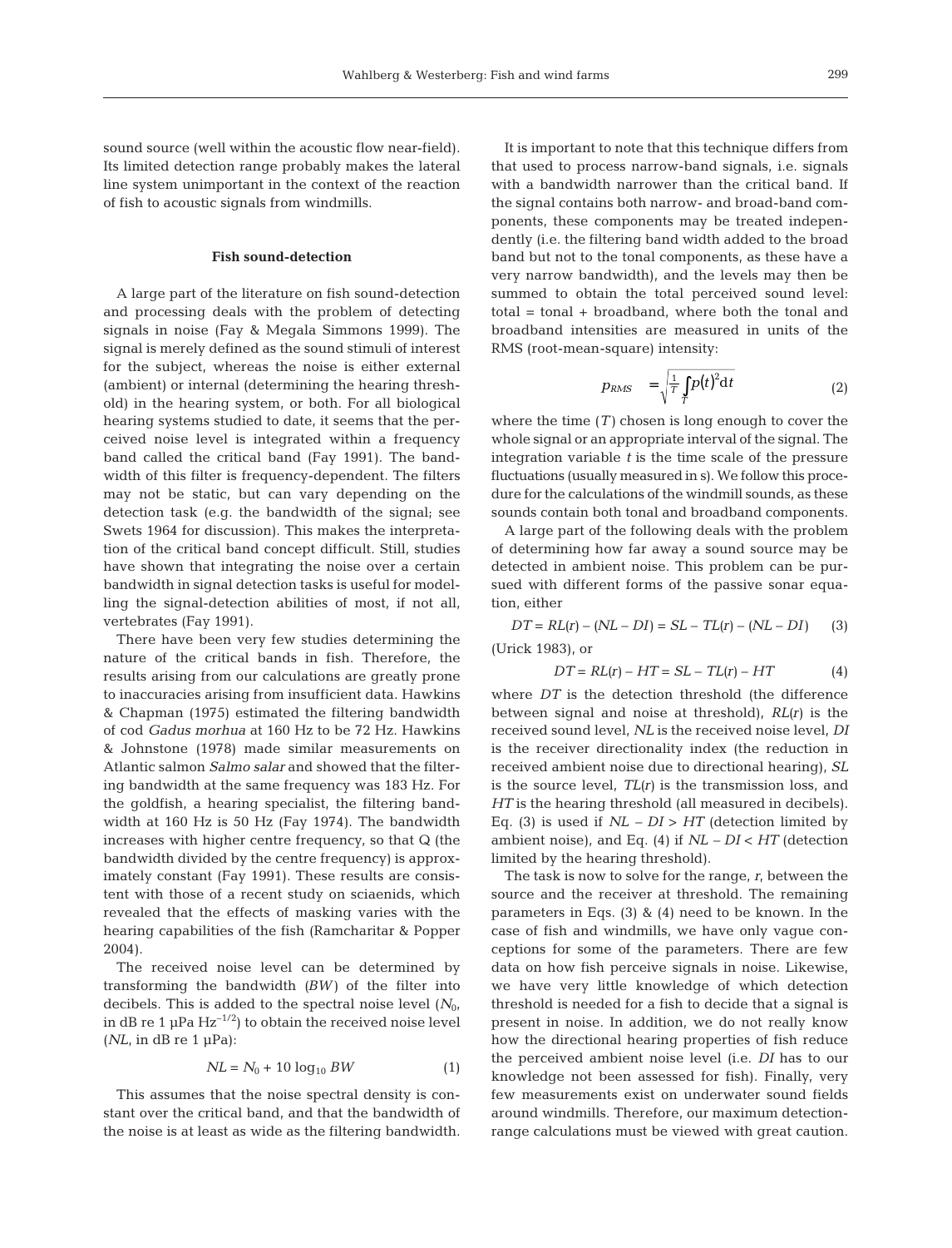sound source (well within the acoustic flow near-field). Its limited detection range probably makes the lateral line system unimportant in the context of the reaction of fish to acoustic signals from windmills.

### Fish sound-detection

A large part of the literature on fish sound-detection and processing deals with the problem of detecting signals in noise (Fay & Megala Simmons 1999). The signal is merely defined as the sound stimuli of interest for the subject, whereas the noise is either external (ambient) or internal (determining the hearing threshold) in the hearing system, or both. For all biological hearing systems studied to date, it seems that the perceived noise level is integrated within a frequency band called the critical band (Fay 1991). The bandwidth of this filter is frequency-dependent. The filters may not be static, but can vary depending on the detection task (e.g. the bandwidth of the signal; see Swets 1964 for discussion). This makes the interpretation of the critical band concept difficult. Still, studies have shown that integrating the noise over a certain bandwidth in signal detection tasks is useful for modelling the signal-detection abilities of most, if not all, vertebrates (Fay 1991).

There have been very few studies determining the nature of the critical bands in fish. Therefore, the results arising from our calculations are greatly prone to inaccuracies arising from insufficient data. Hawkins & Chapman (1975) estimated the filtering bandwidth of cod *Gadus morhua* at 160 Hz to be 72 Hz. Hawkins & Johnstone (1978) made similar measurements on Atlantic salmon *Salmo salar* and showed that the filtering bandwidth at the same frequency was 183 Hz. For the goldfish, a hearing specialist, the filtering bandwidth at 160 Hz is 50 Hz (Fay 1974). The bandwidth increases with higher centre frequency, so that Q (the bandwidth divided by the centre frequency) is approximately constant (Fay 1991). These results are consistent with those of a recent study on sciaenids, which revealed that the effects of masking varies with the hearing capabilities of the fish (Ramcharitar & Popper 2004).

The received noise level can be determined by transforming the bandwidth ($BW$) of the filter into decibels. This is added to the spectral noise level ($N_0$, in dB re 1 µPa Hz$^{-1/2}$) to obtain the received noise level ($NL$, in dB re 1 µPa):

$$NL = N_0 + 10 \log_{10} BW \tag{1}$$

This assumes that the noise spectral density is constant over the critical band, and that the bandwidth of the noise is at least as wide as the filtering bandwidth.

It is important to note that this technique differs from that used to process narrow-band signals, i.e. signals with a bandwidth narrower than the critical band. If the signal contains both narrow- and broad-band components, these components may be treated independently (i.e. the filtering band width added to the broad band but not to the tonal components, as these have a very narrow bandwidth), and the levels may then be summed to obtain the total perceived sound level: total = tonal + broadband, where both the tonal and broadband intensities are measured in units of the RMS (root-mean-square) intensity:

$$p_{RMS} = \sqrt{\frac{1}{T}\int_T p(t)^2 \mathrm{d}t} \tag{2}$$

where the time ($T$) chosen is long enough to cover the whole signal or an appropriate interval of the signal. The integration variable $t$ is the time scale of the pressure fluctuations (usually measured in s). We follow this procedure for the calculations of the windmill sounds, as these sounds contain both tonal and broadband components.

A large part of the following deals with the problem of determining how far away a sound source may be detected in ambient noise. This problem can be pursued with different forms of the passive sonar equation, either

$$DT = RL(r) - (NL - DI) = SL - TL(r) - (NL - DI) \tag{3}$$

(Urick 1983), or

$$DT = RL(r) - HT = SL - TL(r) - HT \tag{4}$$

where $DT$ is the detection threshold (the difference between signal and noise at threshold), $RL(r)$ is the received sound level, $NL$ is the received noise level, $DI$ is the receiver directionality index (the reduction in received ambient noise due to directional hearing), $SL$ is the source level, $TL(r)$ is the transmission loss, and $HT$ is the hearing threshold (all measured in decibels). Eq. (3) is used if $NL - DI > HT$ (detection limited by ambient noise), and Eq. (4) if $NL - DI < HT$ (detection limited by the hearing threshold).

The task is now to solve for the range, $r$, between the source and the receiver at threshold. The remaining parameters in Eqs. (3) & (4) need to be known. In the case of fish and windmills, we have only vague conceptions for some of the parameters. There are few data on how fish perceive signals in noise. Likewise, we have very little knowledge of which detection threshold is needed for a fish to decide that a signal is present in noise. In addition, we do not really know how the directional hearing properties of fish reduce the perceived ambient noise level (i.e. $DI$ has to our knowledge not been assessed for fish). Finally, very few measurements exist on underwater sound fields around windmills. Therefore, our maximum detection-range calculations must be viewed with great caution.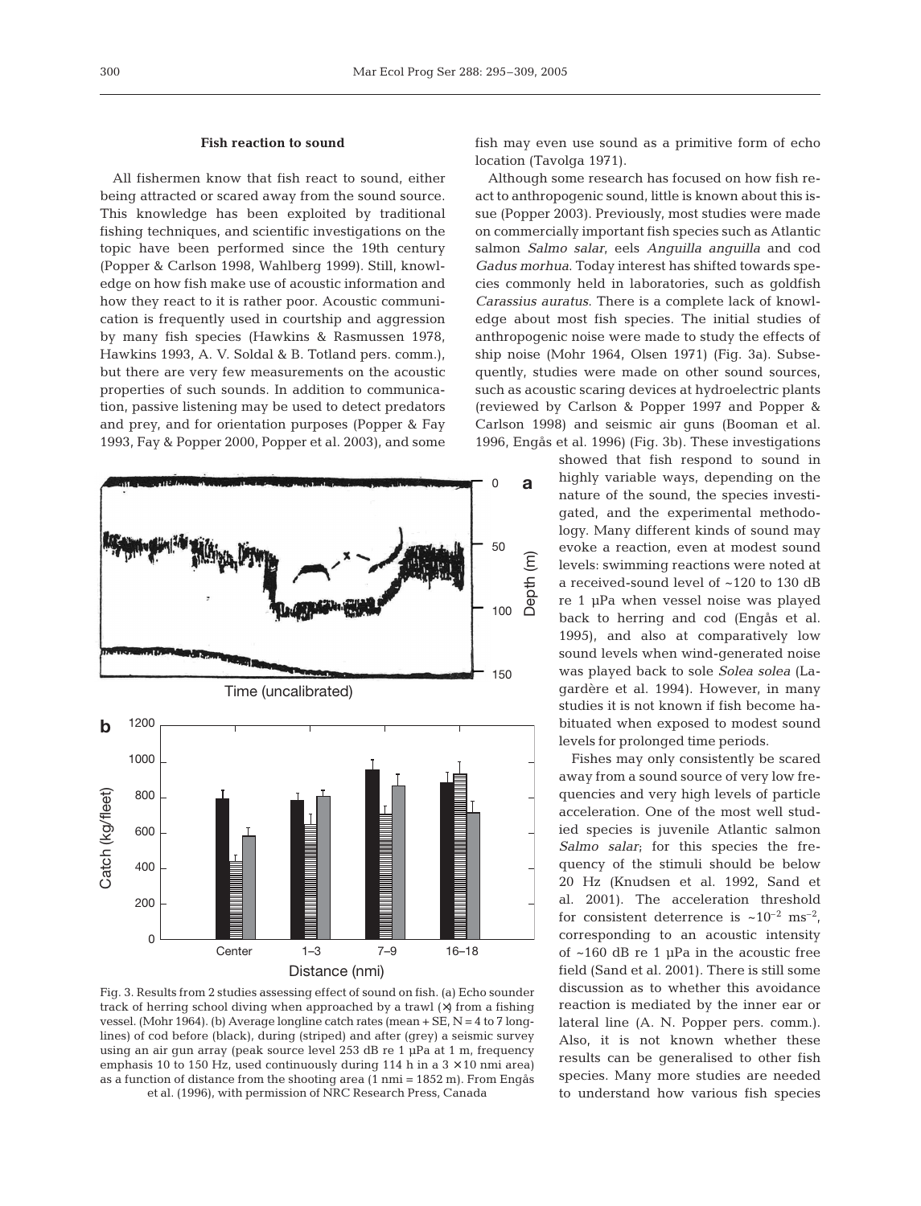### Fish reaction to sound

All fishermen know that fish react to sound, either being attracted or scared away from the sound source. This knowledge has been exploited by traditional fishing techniques, and scientific investigations on the topic have been performed since the 19th century (Popper & Carlson 1998, Wahlberg 1999). Still, knowledge on how fish make use of acoustic information and how they react to it is rather poor. Acoustic communication is frequently used in courtship and aggression by many fish species (Hawkins & Rasmussen 1978, Hawkins 1993, A. V. Soldal & B. Totland pers. comm.), but there are very few measurements on the acoustic properties of such sounds. In addition to communication, passive listening may be used to detect predators and prey, and for orientation purposes (Popper & Fay 1993, Fay & Popper 2000, Popper et al. 2003), and some fish may even use sound as a primitive form of echo location (Tavolga 1971).

Although some research has focused on how fish react to anthropogenic sound, little is known about this issue (Popper 2003). Previously, most studies were made on commercially important fish species such as Atlantic salmon *Salmo salar*, eels *Anguilla anguilla* and cod *Gadus morhua*. Today interest has shifted towards species commonly held in laboratories, such as goldfish *Carassius auratus*. There is a complete lack of knowledge about most fish species. The initial studies of anthropogenic noise were made to study the effects of ship noise (Mohr 1964, Olsen 1971) (Fig. 3a). Subsequently, studies were made on other sound sources, such as acoustic scaring devices at hydroelectric plants (reviewed by Carlson & Popper 1997 and Popper & Carlson 1998) and seismic air guns (Booman et al. 1996, Engås et al. 1996) (Fig. 3b). These investigations showed that fish respond to sound in highly variable ways, depending on the nature of the sound, the species investigated, and the experimental methodology. Many different kinds of sound may evoke a reaction, even at modest sound levels: swimming reactions were noted at a received-sound level of ~120 to 130 dB re 1 µPa when vessel noise was played back to herring and cod (Engås et al. 1995), and also at comparatively low sound levels when wind-generated noise was played back to sole *Solea solea* (Lagardère et al. 1994). However, in many studies it is not known if fish become habituated when exposed to modest sound levels for prolonged time periods.

Fishes may only consistently be scared away from a sound source of very low frequencies and very high levels of particle acceleration. One of the most well studied species is juvenile Atlantic salmon *Salmo salar*; for this species the frequency of the stimuli should be below 20 Hz (Knudsen et al. 1992, Sand et al. 2001). The acceleration threshold for consistent deterrence is ~$10^{-2}$ ms$^{-2}$, corresponding to an acoustic intensity of ~160 dB re 1 µPa in the acoustic free field (Sand et al. 2001). There is still some discussion as to whether this avoidance reaction is mediated by the inner ear or lateral line (A. N. Popper pers. comm.). Also, it is not known whether these results can be generalised to other fish species. Many more studies are needed to understand how various fish species

Fig. 3. Results from 2 studies assessing effect of sound on fish. (a) Echo sounder track of herring school diving when approached by a trawl (×) from a fishing vessel. (Mohr 1964). (b) Average longline catch rates (mean + SE, N = 4 to 7 longlines) of cod before (black), during (striped) and after (grey) a seismic survey using an air gun array (peak source level 253 dB re 1 µPa at 1 m, frequency emphasis 10 to 150 Hz, used continuously during 114 h in a 3 × 10 nmi area) as a function of distance from the shooting area (1 nmi = 1852 m). From Engås et al. (1996), with permission of NRC Research Press, Canada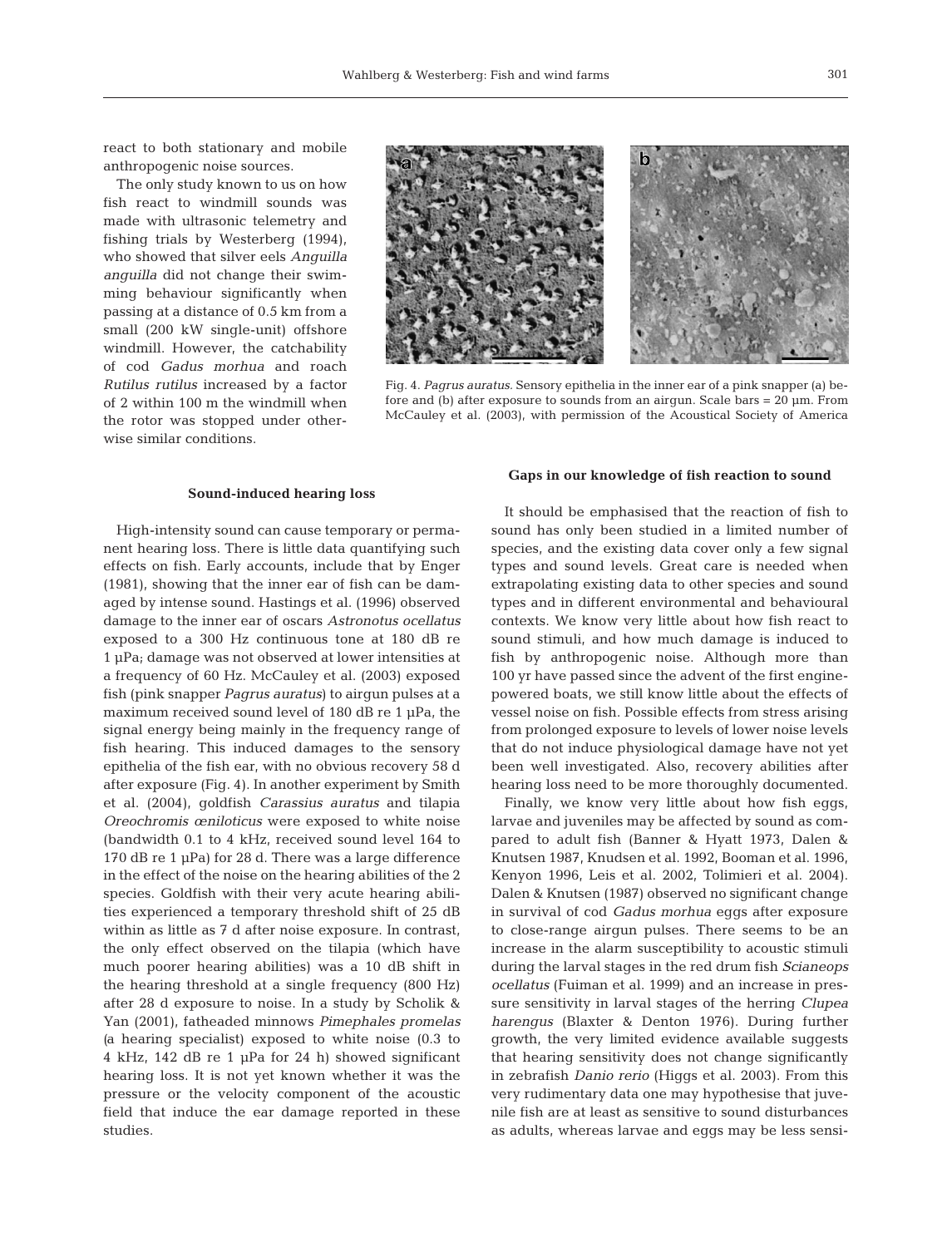react to both stationary and mobile anthropogenic noise sources.

The only study known to us on how fish react to windmill sounds was made with ultrasonic telemetry and fishing trials by Westerberg (1994), who showed that silver eels *Anguilla anguilla* did not change their swimming behaviour significantly when passing at a distance of 0.5 km from a small (200 kW single-unit) offshore windmill. However, the catchability of cod *Gadus morhua* and roach *Rutilus rutilus* increased by a factor of 2 within 100 m the windmill when the rotor was stopped under otherwise similar conditions.

Fig. 4. *Pagrus auratus*. Sensory epithelia in the inner ear of a pink snapper (a) before and (b) after exposure to sounds from an airgun. Scale bars = 20 µm. From McCauley et al. (2003), with permission of the Acoustical Society of America

### Sound-induced hearing loss

High-intensity sound can cause temporary or permanent hearing loss. There is little data quantifying such effects on fish. Early accounts, include that by Enger (1981), showing that the inner ear of fish can be damaged by intense sound. Hastings et al. (1996) observed damage to the inner ear of oscars *Astronotus ocellatus* exposed to a 300 Hz continuous tone at 180 dB re 1 µPa; damage was not observed at lower intensities at a frequency of 60 Hz. McCauley et al. (2003) exposed fish (pink snapper *Pagrus auratus*) to airgun pulses at a maximum received sound level of 180 dB re 1 µPa, the signal energy being mainly in the frequency range of fish hearing. This induced damages to the sensory epithelia of the fish ear, with no obvious recovery 58 d after exposure (Fig. 4). In another experiment by Smith et al. (2004), goldfish *Carassius auratus* and tilapia *Oreochromis œniloticus* were exposed to white noise (bandwidth 0.1 to 4 kHz, received sound level 164 to 170 dB re 1 µPa) for 28 d. There was a large difference in the effect of the noise on the hearing abilities of the 2 species. Goldfish with their very acute hearing abilities experienced a temporary threshold shift of 25 dB within as little as 7 d after noise exposure. In contrast, the only effect observed on the tilapia (which have much poorer hearing abilities) was a 10 dB shift in the hearing threshold at a single frequency (800 Hz) after 28 d exposure to noise. In a study by Scholik & Yan (2001), fatheaded minnows *Pimephales promelas* (a hearing specialist) exposed to white noise (0.3 to 4 kHz, 142 dB re 1 µPa for 24 h) showed significant hearing loss. It is not yet known whether it was the pressure or the velocity component of the acoustic field that induce the ear damage reported in these studies.

### Gaps in our knowledge of fish reaction to sound

It should be emphasised that the reaction of fish to sound has only been studied in a limited number of species, and the existing data cover only a few signal types and sound levels. Great care is needed when extrapolating existing data to other species and sound types and in different environmental and behavioural contexts. We know very little about how fish react to sound stimuli, and how much damage is induced to fish by anthropogenic noise. Although more than 100 yr have passed since the advent of the first engine-powered boats, we still know little about the effects of vessel noise on fish. Possible effects from stress arising from prolonged exposure to levels of lower noise levels that do not induce physiological damage have not yet been well investigated. Also, recovery abilities after hearing loss need to be more thoroughly documented.

Finally, we know very little about how fish eggs, larvae and juveniles may be affected by sound as compared to adult fish (Banner & Hyatt 1973, Dalen & Knutsen 1987, Knudsen et al. 1992, Booman et al. 1996, Kenyon 1996, Leis et al. 2002, Tolimieri et al. 2004). Dalen & Knutsen (1987) observed no significant change in survival of cod *Gadus morhua* eggs after exposure to close-range airgun pulses. There seems to be an increase in the alarm susceptibility to acoustic stimuli during the larval stages in the red drum fish *Scianeops ocellatus* (Fuiman et al. 1999) and an increase in pressure sensitivity in larval stages of the herring *Clupea harengus* (Blaxter & Denton 1976). During further growth, the very limited evidence available suggests that hearing sensitivity does not change significantly in zebrafish *Danio rerio* (Higgs et al. 2003). From this very rudimentary data one may hypothesise that juvenile fish are at least as sensitive to sound disturbances as adults, whereas larvae and eggs may be less sensi-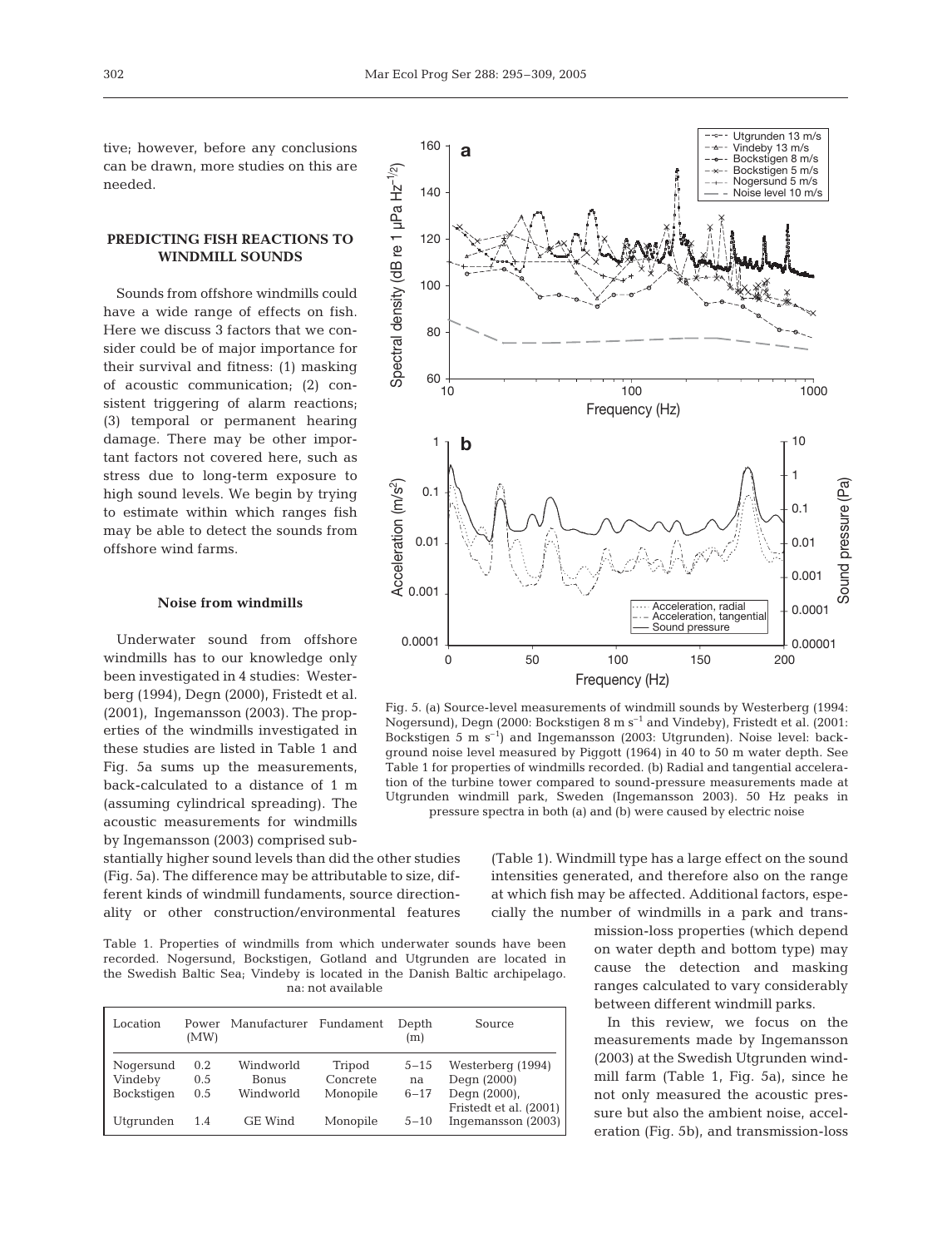tive; however, before any conclusions can be drawn, more studies on this are needed.

## PREDICTING FISH REACTIONS TO WINDMILL SOUNDS

Sounds from offshore windmills could have a wide range of effects on fish. Here we discuss 3 factors that we consider could be of major importance for their survival and fitness: (1) masking of acoustic communication; (2) consistent triggering of alarm reactions; (3) temporal or permanent hearing damage. There may be other important factors not covered here, such as stress due to long-term exposure to high sound levels. We begin by trying to estimate within which ranges fish may be able to detect the sounds from offshore wind farms.

### Noise from windmills

Underwater sound from offshore windmills has to our knowledge only been investigated in 4 studies: Westerberg (1994), Degn (2000), Fristedt et al. (2001), Ingemansson (2003). The properties of the windmills investigated in these studies are listed in Table 1 and Fig. 5a sums up the measurements, back-calculated to a distance of 1 m (assuming cylindrical spreading). The acoustic measurements for windmills by Ingemansson (2003) comprised substantially higher sound levels than did the other studies (Fig. 5a). The difference may be attributable to size, different kinds of windmill fundaments, source directionality or other construction/environmental features (Table 1). Windmill type has a large effect on the sound intensities generated, and therefore also on the range at which fish may be affected. Additional factors, especially the number of windmills in a park and transmission-loss properties (which depend on water depth and bottom type) may cause the detection and masking ranges calculated to vary considerably between different windmill parks.

In this review, we focus on the measurements made by Ingemansson (2003) at the Swedish Utgrunden windmill farm (Table 1, Fig. 5a), since he not only measured the acoustic pressure but also the ambient noise, acceleration (Fig. 5b), and transmission-loss

Fig. 5. (a) Source-level measurements of windmill sounds by Westerberg (1994: Nogersund), Degn (2000: Bockstigen 8 m s$^{-1}$ and Vindeby), Fristedt et al. (2001: Bockstigen 5 m s$^{-1}$) and Ingemansson (2003: Utgrunden). Noise level: background noise level measured by Piggott (1964) in 40 to 50 m water depth. See Table 1 for properties of windmills recorded. (b) Radial and tangential acceleration of the turbine tower compared to sound-pressure measurements made at Utgrunden windmill park, Sweden (Ingemansson 2003). 50 Hz peaks in pressure spectra in both (a) and (b) were caused by electric noise

Table 1. Properties of windmills from which underwater sounds have been recorded. Nogersund, Bockstigen, Gotland and Utgrunden are located in the Swedish Baltic Sea; Vindeby is located in the Danish Baltic archipelago. na: not available

| Location | Power (MW) | Manufacturer | Fundament | Depth (m) | Source |
|---|---|---|---|---|---|
| Nogersund | 0.2 | Windworld | Tripod | 5–15 | Westerberg (1994) |
| Vindeby | 0.5 | Bonus | Concrete | na | Degn (2000) |
| Bockstigen | 0.5 | Windworld | Monopile | 6–17 | Degn (2000), Fristedt et al. (2001) |
| Utgrunden | 1.4 | GE Wind | Monopile | 5–10 | Ingemansson (2003) |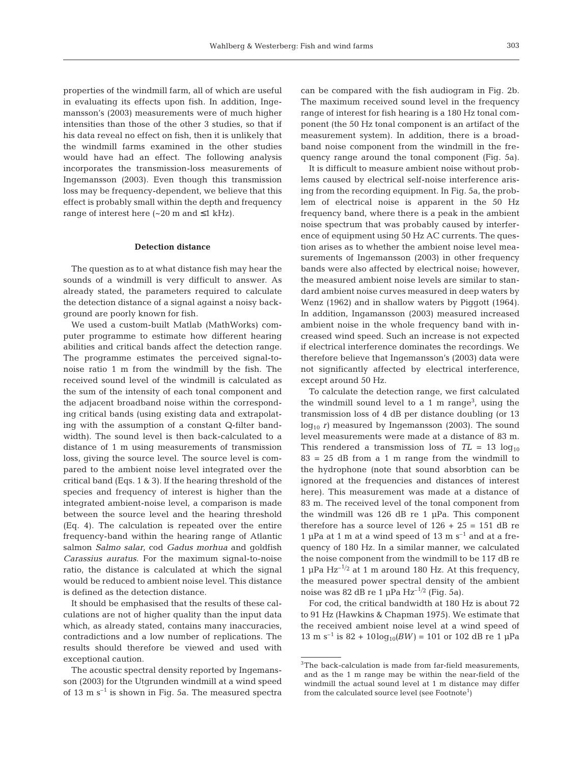properties of the windmill farm, all of which are useful in evaluating its effects upon fish. In addition, Ingemansson's (2003) measurements were of much higher intensities than those of the other 3 studies, so that if his data reveal no effect on fish, then it is unlikely that the windmill farms examined in the other studies would have had an effect. The following analysis incorporates the transmission-loss measurements of Ingemansson (2003). Even though this transmission loss may be frequency-dependent, we believe that this effect is probably small within the depth and frequency range of interest here (~20 m and ≤1 kHz).

### Detection distance

The question as to at what distance fish may hear the sounds of a windmill is very difficult to answer. As already stated, the parameters required to calculate the detection distance of a signal against a noisy background are poorly known for fish.

We used a custom-built Matlab (MathWorks) computer programme to estimate how different hearing abilities and critical bands affect the detection range. The programme estimates the perceived signal-to-noise ratio 1 m from the windmill by the fish. The received sound level of the windmill is calculated as the sum of the intensity of each tonal component and the adjacent broadband noise within the corresponding critical bands (using existing data and extrapolating with the assumption of a constant Q-filter bandwidth). The sound level is then back-calculated to a distance of 1 m using measurements of transmission loss, giving the source level. The source level is compared to the ambient noise level integrated over the critical band (Eqs. 1 & 3). If the hearing threshold of the species and frequency of interest is higher than the integrated ambient-noise level, a comparison is made between the source level and the hearing threshold (Eq. 4). The calculation is repeated over the entire frequency-band within the hearing range of Atlantic salmon *Salmo salar*, cod *Gadus morhua* and goldfish *Carassius auratus*. For the maximum signal-to-noise ratio, the distance is calculated at which the signal would be reduced to ambient noise level. This distance is defined as the detection distance.

It should be emphasised that the results of these calculations are not of higher quality than the input data which, as already stated, contains many inaccuracies, contradictions and a low number of replications. The results should therefore be viewed and used with exceptional caution.

The acoustic spectral density reported by Ingemansson (2003) for the Utgrunden windmill at a wind speed of 13 m $s^{-1}$ is shown in Fig. 5a. The measured spectra can be compared with the fish audiogram in Fig. 2b. The maximum received sound level in the frequency range of interest for fish hearing is a 180 Hz tonal component (the 50 Hz tonal component is an artifact of the measurement system). In addition, there is a broadband noise component from the windmill in the frequency range around the tonal component (Fig. 5a).

It is difficult to measure ambient noise without problems caused by electrical self-noise interference arising from the recording equipment. In Fig. 5a, the problem of electrical noise is apparent in the 50 Hz frequency band, where there is a peak in the ambient noise spectrum that was probably caused by interference of equipment using 50 Hz AC currents. The question arises as to whether the ambient noise level measurements of Ingemansson (2003) in other frequency bands were also affected by electrical noise; however, the measured ambient noise levels are similar to standard ambient noise curves measured in deep waters by Wenz (1962) and in shallow waters by Piggott (1964). In addition, Ingamansson (2003) measured increased ambient noise in the whole frequency band with increased wind speed. Such an increase is not expected if electrical interference dominates the recordings. We therefore believe that Ingemansson's (2003) data were not significantly affected by electrical interference, except around 50 Hz.

To calculate the detection range, we first calculated the windmill sound level to a 1 m range[3], using the transmission loss of 4 dB per distance doubling (or 13 $\log_{10} r$) measured by Ingemansson (2003). The sound level measurements were made at a distance of 83 m. This rendered a transmission loss of $TL = 13 \log_{10} 83 = 25$ dB from a 1 m range from the windmill to the hydrophone (note that sound absorbtion can be ignored at the frequencies and distances of interest here). This measurement was made at a distance of 83 m. The received level of the tonal component from the windmill was 126 dB re 1 µPa. This component therefore has a source level of 126 + 25 = 151 dB re 1 µPa at 1 m at a wind speed of 13 m $s^{-1}$ and at a frequency of 180 Hz. In a similar manner, we calculated the noise component from the windmill to be 117 dB re 1 µPa $Hz^{-1/2}$ at 1 m around 180 Hz. At this frequency, the measured power spectral density of the ambient noise was 82 dB re 1 µPa $Hz^{-1/2}$ (Fig. 5a).

For cod, the critical bandwidth at 180 Hz is about 72 to 91 Hz (Hawkins & Chapman 1975). We estimate that the received ambient noise level at a wind speed of 13 m $s^{-1}$ is $82 + 10\log_{10}(BW) = 101$ or 102 dB re 1 µPa

[3]The back-calculation is made from far-field measurements, and as the 1 m range may be within the near-field of the windmill the actual sound level at 1 m distance may differ from the calculated source level (see Footnote[1])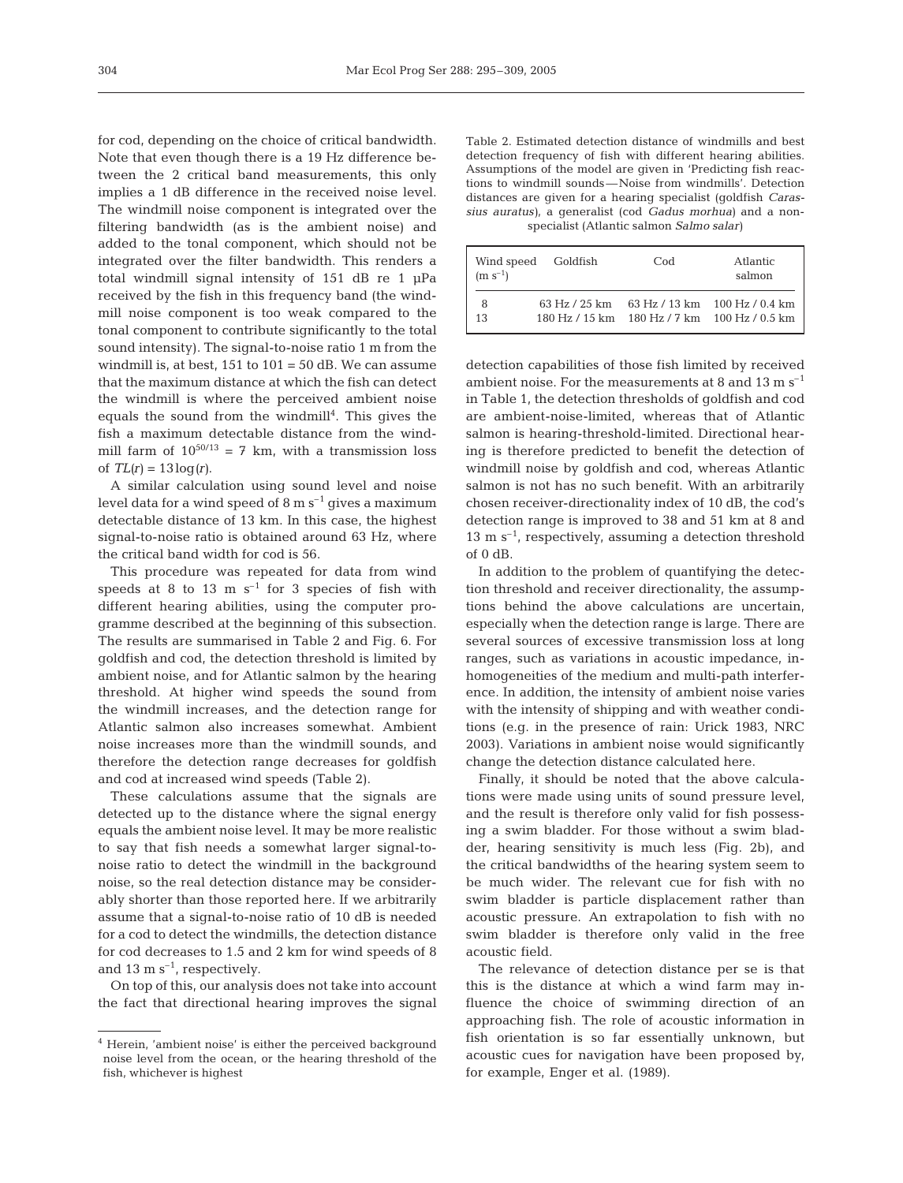for cod, depending on the choice of critical bandwidth. Note that even though there is a 19 Hz difference between the 2 critical band measurements, this only implies a 1 dB difference in the received noise level. The windmill noise component is integrated over the filtering bandwidth (as is the ambient noise) and added to the tonal component, which should not be integrated over the filter bandwidth. This renders a total windmill signal intensity of 151 dB re 1 µPa received by the fish in this frequency band (the windmill noise component is too weak compared to the tonal component to contribute significantly to the total sound intensity). The signal-to-noise ratio 1 m from the windmill is, at best, 151 to 101 = 50 dB. We can assume that the maximum distance at which the fish can detect the windmill is where the perceived ambient noise equals the sound from the windmill[4]. This gives the fish a maximum detectable distance from the windmill farm of $10^{50/13}$ = 7 km, with a transmission loss of $TL(r) = 13\log(r)$.

A similar calculation using sound level and noise level data for a wind speed of 8 m $s^{-1}$ gives a maximum detectable distance of 13 km. In this case, the highest signal-to-noise ratio is obtained around 63 Hz, where the critical band width for cod is 56.

This procedure was repeated for data from wind speeds at 8 to 13 m $s^{-1}$ for 3 species of fish with different hearing abilities, using the computer programme described at the beginning of this subsection. The results are summarised in Table 2 and Fig. 6. For goldfish and cod, the detection threshold is limited by ambient noise, and for Atlantic salmon by the hearing threshold. At higher wind speeds the sound from the windmill increases, and the detection range for Atlantic salmon also increases somewhat. Ambient noise increases more than the windmill sounds, and therefore the detection range decreases for goldfish and cod at increased wind speeds (Table 2).

These calculations assume that the signals are detected up to the distance where the signal energy equals the ambient noise level. It may be more realistic to say that fish needs a somewhat larger signal-to-noise ratio to detect the windmill in the background noise, so the real detection distance may be considerably shorter than those reported here. If we arbitrarily assume that a signal-to-noise ratio of 10 dB is needed for a cod to detect the windmills, the detection distance for cod decreases to 1.5 and 2 km for wind speeds of 8 and 13 m $s^{-1}$, respectively.

On top of this, our analysis does not take into account the fact that directional hearing improves the signal detection capabilities of those fish limited by received ambient noise. For the measurements at 8 and 13 m $s^{-1}$ in Table 1, the detection thresholds of goldfish and cod are ambient-noise-limited, whereas that of Atlantic salmon is hearing-threshold-limited. Directional hearing is therefore predicted to benefit the detection of windmill noise by goldfish and cod, whereas Atlantic salmon is not has no such benefit. With an arbitrarily chosen receiver-directionality index of 10 dB, the cod's detection range is improved to 38 and 51 km at 8 and 13 m $s^{-1}$, respectively, assuming a detection threshold of 0 dB.

In addition to the problem of quantifying the detection threshold and receiver directionality, the assumptions behind the above calculations are uncertain, especially when the detection range is large. There are several sources of excessive transmission loss at long ranges, such as variations in acoustic impedance, inhomogeneities of the medium and multi-path interference. In addition, the intensity of ambient noise varies with the intensity of shipping and with weather conditions (e.g. in the presence of rain: Urick 1983, NRC 2003). Variations in ambient noise would significantly change the detection distance calculated here.

Finally, it should be noted that the above calculations were made using units of sound pressure level, and the result is therefore only valid for fish possessing a swim bladder. For those without a swim bladder, hearing sensitivity is much less (Fig. 2b), and the critical bandwidths of the hearing system seem to be much wider. The relevant cue for fish with no swim bladder is particle displacement rather than acoustic pressure. An extrapolation to fish with no swim bladder is therefore only valid in the free acoustic field.

The relevance of detection distance per se is that this is the distance at which a wind farm may influence the choice of swimming direction of an approaching fish. The role of acoustic information in fish orientation is so far essentially unknown, but acoustic cues for navigation have been proposed by, for example, Enger et al. (1989).

Table 2. Estimated detection distance of windmills and best detection frequency of fish with different hearing abilities. Assumptions of the model are given in 'Predicting fish reactions to windmill sounds—Noise from windmills'. Detection distances are given for a hearing specialist (goldfish *Carassius auratus*), a generalist (cod *Gadus morhua*) and a non-specialist (Atlantic salmon *Salmo salar*)

| Wind speed (m $s^{-1}$) | Goldfish | Cod | Atlantic salmon |
|---|---|---|---|
| 8 | 63 Hz / 25 km | 63 Hz / 13 km | 100 Hz / 0.4 km |
| 13 | 180 Hz / 15 km | 180 Hz / 7 km | 100 Hz / 0.5 km |

[4] Herein, 'ambient noise' is either the perceived background noise level from the ocean, or the hearing threshold of the fish, whichever is highest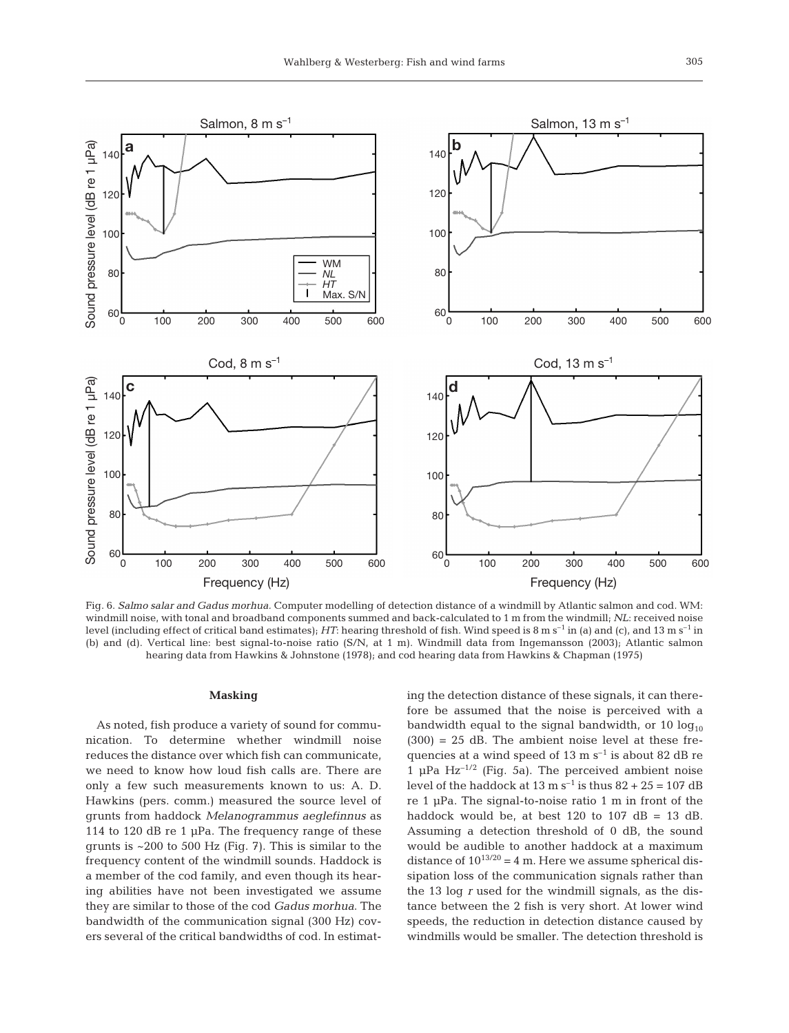Fig. 6. *Salmo salar and Gadus morhua.* Computer modelling of detection distance of a windmill by Atlantic salmon and cod. WM: windmill noise, with tonal and broadband components summed and back-calculated to 1 m from the windmill; *NL*: received noise level (including effect of critical band estimates); *HT*: hearing threshold of fish. Wind speed is 8 m s$^{-1}$ in (a) and (c), and 13 m s$^{-1}$ in (b) and (d). Vertical line: best signal-to-noise ratio (S/N, at 1 m). Windmill data from Ingemansson (2003); Atlantic salmon hearing data from Hawkins & Johnstone (1978); and cod hearing data from Hawkins & Chapman (1975)

### Masking

As noted, fish produce a variety of sound for communication. To determine whether windmill noise reduces the distance over which fish can communicate, we need to know how loud fish calls are. There are only a few such measurements known to us: A. D. Hawkins (pers. comm.) measured the source level of grunts from haddock *Melanogrammus aeglefinnus* as 114 to 120 dB re 1 µPa. The frequency range of these grunts is ~200 to 500 Hz (Fig. 7). This is similar to the frequency content of the windmill sounds. Haddock is a member of the cod family, and even though its hearing abilities have not been investigated we assume they are similar to those of the cod *Gadus morhua*. The bandwidth of the communication signal (300 Hz) covers several of the critical bandwidths of cod. In estimating the detection distance of these signals, it can therefore be assumed that the noise is perceived with a bandwidth equal to the signal bandwidth, or $10 \log_{10} (300) = 25$ dB. The ambient noise level at these frequencies at a wind speed of 13 m s$^{-1}$ is about 82 dB re 1 µPa Hz$^{-1/2}$ (Fig. 5a). The perceived ambient noise level of the haddock at 13 m s$^{-1}$ is thus $82 + 25 = 107$ dB re 1 µPa. The signal-to-noise ratio 1 m in front of the haddock would be, at best 120 to 107 dB = 13 dB. Assuming a detection threshold of 0 dB, the sound would be audible to another haddock at a maximum distance of $10^{13/20} = 4$ m. Here we assume spherical dissipation loss of the communication signals rather than the 13 log *r* used for the windmill signals, as the distance between the 2 fish is very short. At lower wind speeds, the reduction in detection distance caused by windmills would be smaller. The detection threshold is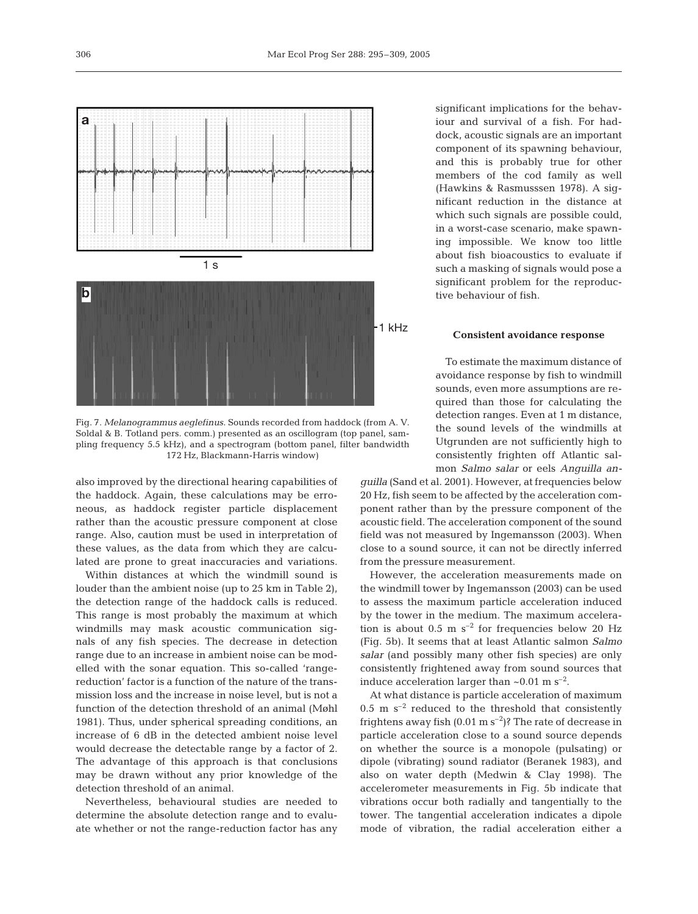Fig. 7. *Melanogrammus aeglefinus*. Sounds recorded from haddock (from A. V. Soldal & B. Totland pers. comm.) presented as an oscillogram (top panel, sampling frequency 5.5 kHz), and a spectrogram (bottom panel, filter bandwidth 172 Hz, Blackmann-Harris window)

also improved by the directional hearing capabilities of the haddock. Again, these calculations may be erroneous, as haddock register particle displacement rather than the acoustic pressure component at close range. Also, caution must be used in interpretation of these values, as the data from which they are calculated are prone to great inaccuracies and variations.

Within distances at which the windmill sound is louder than the ambient noise (up to 25 km in Table 2), the detection range of the haddock calls is reduced. This range is most probably the maximum at which windmills may mask acoustic communication signals of any fish species. The decrease in detection range due to an increase in ambient noise can be modelled with the sonar equation. This so-called 'range-reduction' factor is a function of the nature of the transmission loss and the increase in noise level, but is not a function of the detection threshold of an animal (Møhl 1981). Thus, under spherical spreading conditions, an increase of 6 dB in the detected ambient noise level would decrease the detectable range by a factor of 2. The advantage of this approach is that conclusions may be drawn without any prior knowledge of the detection threshold of an animal.

Nevertheless, behavioural studies are needed to determine the absolute detection range and to evaluate whether or not the range-reduction factor has any significant implications for the behaviour and survival of a fish. For haddock, acoustic signals are an important component of its spawning behaviour, and this is probably true for other members of the cod family as well (Hawkins & Rasmusssen 1978). A significant reduction in the distance at which such signals are possible could, in a worst-case scenario, make spawning impossible. We know too little about fish bioacoustics to evaluate if such a masking of signals would pose a significant problem for the reproductive behaviour of fish.

### Consistent avoidance response

To estimate the maximum distance of avoidance response by fish to windmill sounds, even more assumptions are required than those for calculating the detection ranges. Even at 1 m distance, the sound levels of the windmills at Utgrunden are not sufficiently high to consistently frighten off Atlantic salmon *Salmo salar* or eels *Anguilla anguilla* (Sand et al. 2001). However, at frequencies below 20 Hz, fish seem to be affected by the acceleration component rather than by the pressure component of the acoustic field. The acceleration component of the sound field was not measured by Ingemansson (2003). When close to a sound source, it can not be directly inferred from the pressure measurement.

However, the acceleration measurements made on the windmill tower by Ingemansson (2003) can be used to assess the maximum particle acceleration induced by the tower in the medium. The maximum acceleration is about 0.5 m $s^{-2}$ for frequencies below 20 Hz (Fig. 5b). It seems that at least Atlantic salmon *Salmo salar* (and possibly many other fish species) are only consistently frightened away from sound sources that induce acceleration larger than ~0.01 m $s^{-2}$.

At what distance is particle acceleration of maximum 0.5 m $s^{-2}$ reduced to the threshold that consistently frightens away fish (0.01 m $s^{-2}$)? The rate of decrease in particle acceleration close to a sound source depends on whether the source is a monopole (pulsating) or dipole (vibrating) sound radiator (Beranek 1983), and also on water depth (Medwin & Clay 1998). The accelerometer measurements in Fig. 5b indicate that vibrations occur both radially and tangentially to the tower. The tangential acceleration indicates a dipole mode of vibration, the radial acceleration either a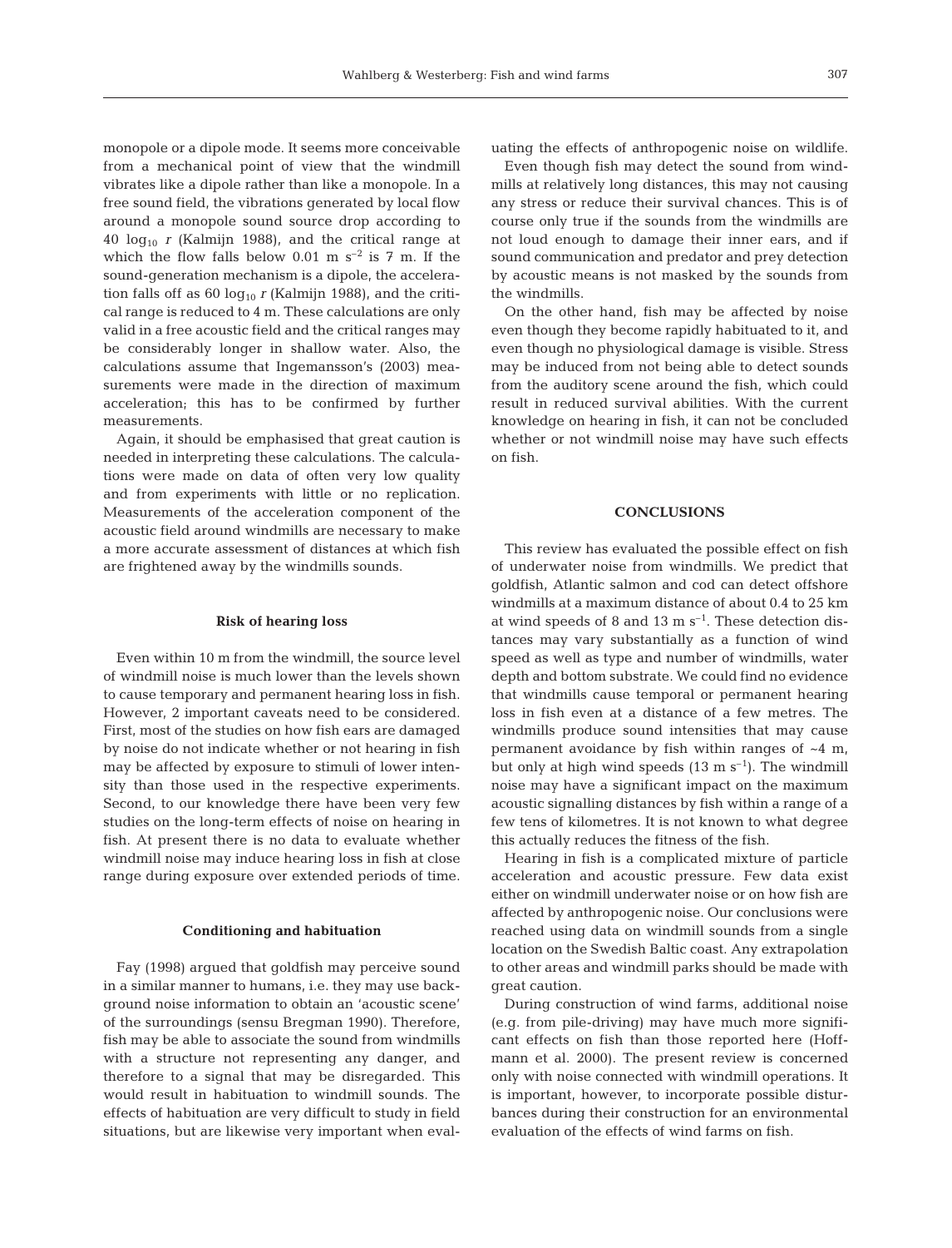monopole or a dipole mode. It seems more conceivable from a mechanical point of view that the windmill vibrates like a dipole rather than like a monopole. In a free sound field, the vibrations generated by local flow around a monopole sound source drop according to 40 $\log_{10} r$ (Kalmijn 1988), and the critical range at which the flow falls below 0.01 m $s^{-2}$ is 7 m. If the sound-generation mechanism is a dipole, the acceleration falls off as 60 $\log_{10} r$ (Kalmijn 1988), and the critical range is reduced to 4 m. These calculations are only valid in a free acoustic field and the critical ranges may be considerably longer in shallow water. Also, the calculations assume that Ingemansson's (2003) measurements were made in the direction of maximum acceleration; this has to be confirmed by further measurements.

Again, it should be emphasised that great caution is needed in interpreting these calculations. The calculations were made on data of often very low quality and from experiments with little or no replication. Measurements of the acceleration component of the acoustic field around windmills are necessary to make a more accurate assessment of distances at which fish are frightened away by the windmills sounds.

### Risk of hearing loss

Even within 10 m from the windmill, the source level of windmill noise is much lower than the levels shown to cause temporary and permanent hearing loss in fish. However, 2 important caveats need to be considered. First, most of the studies on how fish ears are damaged by noise do not indicate whether or not hearing in fish may be affected by exposure to stimuli of lower intensity than those used in the respective experiments. Second, to our knowledge there have been very few studies on the long-term effects of noise on hearing in fish. At present there is no data to evaluate whether windmill noise may induce hearing loss in fish at close range during exposure over extended periods of time.

### Conditioning and habituation

Fay (1998) argued that goldfish may perceive sound in a similar manner to humans, i.e. they may use background noise information to obtain an 'acoustic scene' of the surroundings (sensu Bregman 1990). Therefore, fish may be able to associate the sound from windmills with a structure not representing any danger, and therefore to a signal that may be disregarded. This would result in habituation to windmill sounds. The effects of habituation are very difficult to study in field situations, but are likewise very important when evaluating the effects of anthropogenic noise on wildlife.

Even though fish may detect the sound from windmills at relatively long distances, this may not causing any stress or reduce their survival chances. This is of course only true if the sounds from the windmills are not loud enough to damage their inner ears, and if sound communication and predator and prey detection by acoustic means is not masked by the sounds from the windmills.

On the other hand, fish may be affected by noise even though they become rapidly habituated to it, and even though no physiological damage is visible. Stress may be induced from not being able to detect sounds from the auditory scene around the fish, which could result in reduced survival abilities. With the current knowledge on hearing in fish, it can not be concluded whether or not windmill noise may have such effects on fish.

## CONCLUSIONS

This review has evaluated the possible effect on fish of underwater noise from windmills. We predict that goldfish, Atlantic salmon and cod can detect offshore windmills at a maximum distance of about 0.4 to 25 km at wind speeds of 8 and 13 m $s^{-1}$. These detection distances may vary substantially as a function of wind speed as well as type and number of windmills, water depth and bottom substrate. We could find no evidence that windmills cause temporal or permanent hearing loss in fish even at a distance of a few metres. The windmills produce sound intensities that may cause permanent avoidance by fish within ranges of ~4 m, but only at high wind speeds (13 m $s^{-1}$). The windmill noise may have a significant impact on the maximum acoustic signalling distances by fish within a range of a few tens of kilometres. It is not known to what degree this actually reduces the fitness of the fish.

Hearing in fish is a complicated mixture of particle acceleration and acoustic pressure. Few data exist either on windmill underwater noise or on how fish are affected by anthropogenic noise. Our conclusions were reached using data on windmill sounds from a single location on the Swedish Baltic coast. Any extrapolation to other areas and windmill parks should be made with great caution.

During construction of wind farms, additional noise (e.g. from pile-driving) may have much more significant effects on fish than those reported here (Hoffmann et al. 2000). The present review is concerned only with noise connected with windmill operations. It is important, however, to incorporate possible disturbances during their construction for an environmental evaluation of the effects of wind farms on fish.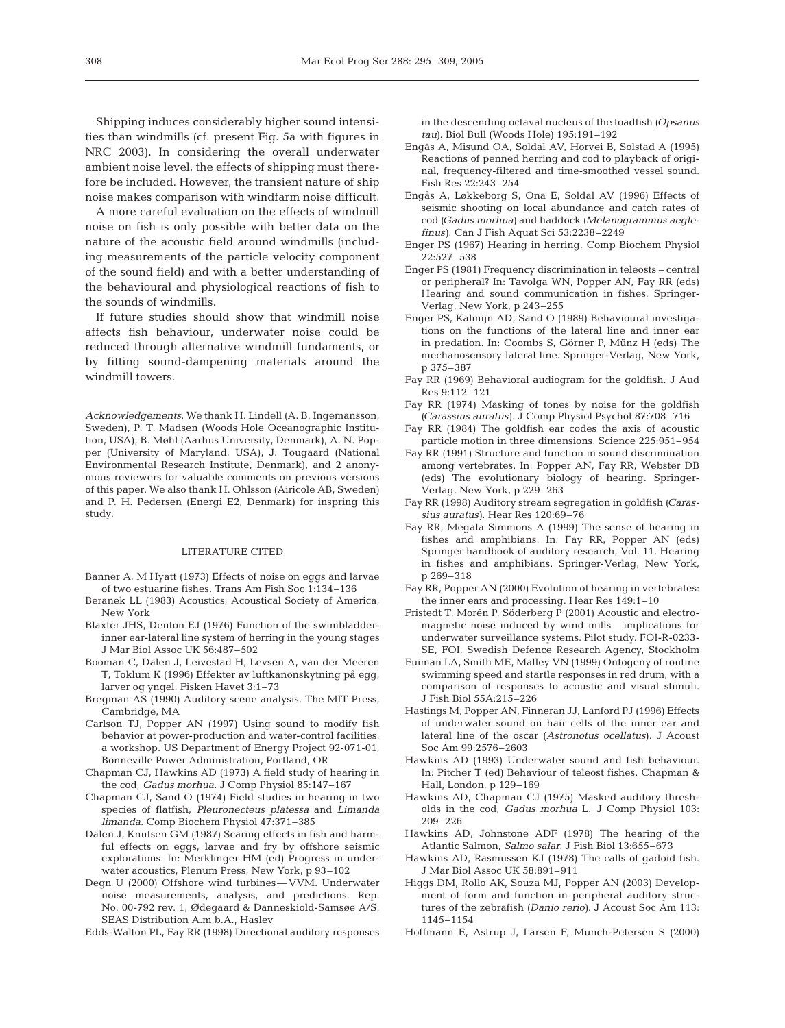Shipping induces considerably higher sound intensities than windmills (cf. present Fig. 5a with figures in NRC 2003). In considering the overall underwater ambient noise level, the effects of shipping must therefore be included. However, the transient nature of ship noise makes comparison with windfarm noise difficult.

A more careful evaluation on the effects of windmill noise on fish is only possible with better data on the nature of the acoustic field around windmills (including measurements of the particle velocity component of the sound field) and with a better understanding of the behavioural and physiological reactions of fish to the sounds of windmills.

If future studies should show that windmill noise affects fish behaviour, underwater noise could be reduced through alternative windmill fundaments, or by fitting sound-dampening materials around the windmill towers.

*Acknowledgements.* We thank H. Lindell (A. B. Ingemansson, Sweden), P. T. Madsen (Woods Hole Oceanographic Institution, USA), B. Møhl (Aarhus University, Denmark), A. N. Popper (University of Maryland, USA), J. Tougaard (National Environmental Research Institute, Denmark), and 2 anonymous reviewers for valuable comments on previous versions of this paper. We also thank H. Ohlsson (Airicole AB, Sweden) and P. H. Pedersen (Energi E2, Denmark) for inspring this study.

## LITERATURE CITED

Banner A, M Hyatt (1973) Effects of noise on eggs and larvae of two estuarine fishes. Trans Am Fish Soc 1:134–136

Beranek LL (1983) Acoustics, Acoustical Society of America, New York

Blaxter JHS, Denton EJ (1976) Function of the swimbladder-inner ear-lateral line system of herring in the young stages J Mar Biol Assoc UK 56:487–502

Booman C, Dalen J, Leivestad H, Levsen A, van der Meeren T, Toklum K (1996) Effekter av luftkanonskytning på egg, larver og yngel. Fisken Havet 3:1–73

Bregman AS (1990) Auditory scene analysis. The MIT Press, Cambridge, MA

Carlson TJ, Popper AN (1997) Using sound to modify fish behavior at power-production and water-control facilities: a workshop. US Department of Energy Project 92-071-01, Bonneville Power Administration, Portland, OR

Chapman CJ, Hawkins AD (1973) A field study of hearing in the cod, *Gadus morhua*. J Comp Physiol 85:147–167

Chapman CJ, Sand O (1974) Field studies in hearing in two species of flatfish, *Pleuronecteus platessa* and *Limanda limanda.* Comp Biochem Physiol 47:371–385

Dalen J, Knutsen GM (1987) Scaring effects in fish and harmful effects on eggs, larvae and fry by offshore seismic explorations. In: Merklinger HM (ed) Progress in underwater acoustics, Plenum Press, New York, p 93–102

Degn U (2000) Offshore wind turbines — VVM. Underwater noise measurements, analysis, and predictions. Rep. No. 00-792 rev. 1, Ødegaard & Danneskiold-Samsøe A/S. SEAS Distribution A.m.b.A., Haslev

Edds-Walton PL, Fay RR (1998) Directional auditory responses in the descending octaval nucleus of the toadfish (*Opsanus tau*). Biol Bull (Woods Hole) 195:191–192

Engås A, Misund OA, Soldal AV, Horvei B, Solstad A (1995) Reactions of penned herring and cod to playback of original, frequency-filtered and time-smoothed vessel sound. Fish Res 22:243–254

Engås A, Løkkeborg S, Ona E, Soldal AV (1996) Effects of seismic shooting on local abundance and catch rates of cod (*Gadus morhua*) and haddock (*Melanogrammus aeglefinus*). Can J Fish Aquat Sci 53:2238–2249

Enger PS (1967) Hearing in herring. Comp Biochem Physiol 22:527–538

Enger PS (1981) Frequency discrimination in teleosts – central or peripheral? In: Tavolga WN, Popper AN, Fay RR (eds) Hearing and sound communication in fishes. Springer-Verlag, New York, p 243–255

Enger PS, Kalmijn AD, Sand O (1989) Behavioural investigations on the functions of the lateral line and inner ear in predation. In: Coombs S, Görner P, Münz H (eds) The mechanosensory lateral line. Springer-Verlag, New York, p 375–387

Fay RR (1969) Behavioral audiogram for the goldfish. J Aud Res 9:112–121

Fay RR (1974) Masking of tones by noise for the goldfish (*Carassius auratus*). J Comp Physiol Psychol 87:708–716

Fay RR (1984) The goldfish ear codes the axis of acoustic particle motion in three dimensions. Science 225:951–954

Fay RR (1991) Structure and function in sound discrimination among vertebrates. In: Popper AN, Fay RR, Webster DB (eds) The evolutionary biology of hearing. Springer-Verlag, New York, p 229–263

Fay RR (1998) Auditory stream segregation in goldfish (*Carassius auratus*). Hear Res 120:69–76

Fay RR, Megala Simmons A (1999) The sense of hearing in fishes and amphibians. In: Fay RR, Popper AN (eds) Springer handbook of auditory research, Vol. 11. Hearing in fishes and amphibians. Springer-Verlag, New York, p 269–318

Fay RR, Popper AN (2000) Evolution of hearing in vertebrates: the inner ears and processing. Hear Res 149:1–10

Fristedt T, Morén P, Söderberg P (2001) Acoustic and electromagnetic noise induced by wind mills — implications for underwater surveillance systems. Pilot study. FOI-R-0233-SE, FOI, Swedish Defence Research Agency, Stockholm

Fuiman LA, Smith ME, Malley VN (1999) Ontogeny of routine swimming speed and startle responses in red drum, with a comparison of responses to acoustic and visual stimuli. J Fish Biol 55A:215–226

Hastings M, Popper AN, Finneran JJ, Lanford PJ (1996) Effects of underwater sound on hair cells of the inner ear and lateral line of the oscar (*Astronotus ocellatus*). J Acoust Soc Am 99:2576–2603

Hawkins AD (1993) Underwater sound and fish behaviour. In: Pitcher T (ed) Behaviour of teleost fishes. Chapman & Hall, London, p 129–169

Hawkins AD, Chapman CJ (1975) Masked auditory thresholds in the cod, *Gadus morhua* L. J Comp Physiol 103: 209–226

Hawkins AD, Johnstone ADF (1978) The hearing of the Atlantic Salmon, *Salmo salar*. J Fish Biol 13:655–673

Hawkins AD, Rasmussen KJ (1978) The calls of gadoid fish. J Mar Biol Assoc UK 58:891–911

Higgs DM, Rollo AK, Souza MJ, Popper AN (2003) Development of form and function in peripheral auditory structures of the zebrafish (*Danio rerio*). J Acoust Soc Am 113: 1145–1154

Hoffmann E, Astrup J, Larsen F, Munch-Petersen S (2000)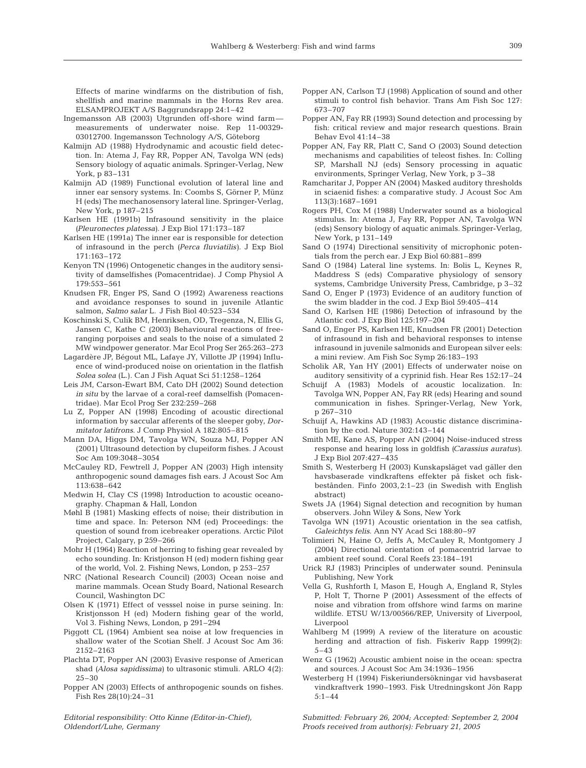Effects of marine windfarms on the distribution of fish, shellfish and marine mammals in the Horns Rev area. ELSAMPROJEKT A/S Baggrundsrapp 24:1–42

Ingemansson AB (2003) Utgrunden off-shore wind farm—measurements of underwater noise. Rep 11-00329-03012700. Ingemansson Technology A/S, Göteborg

Kalmijn AD (1988) Hydrodynamic and acoustic field detection. In: Atema J, Fay RR, Popper AN, Tavolga WN (eds) Sensory biology of aquatic animals. Springer-Verlag, New York, p 83–131

Kalmijn AD (1989) Functional evolution of lateral line and inner ear sensory systems. In: Coombs S, Görner P, Münz H (eds) The mechanosensory lateral line. Springer-Verlag, New York, p 187–215

Karlsen HE (1991b) Infrasound sensitivity in the plaice (*Pleuronectes platessa*). J Exp Biol 171:173–187

Karlsen HE (1991a) The inner ear is responsible for detection of infrasound in the perch (*Perca fluviatilis*). J Exp Biol 171:163–172

Kenyon TN (1996) Ontogenetic changes in the auditory sensitivity of damselfishes (Pomacentridae). J Comp Physiol A 179:553–561

Knudsen FR, Enger PS, Sand O (1992) Awareness reactions and avoidance responses to sound in juvenile Atlantic salmon, *Salmo salar* L. J Fish Biol 40:523–534

Koschinski S, Culik BM, Henriksen, OD, Tregenza, N, Ellis G, Jansen C, Kathe C (2003) Behavioural reactions of free-ranging porpoises and seals to the noise of a simulated 2 MW windpower generator. Mar Ecol Prog Ser 265:263–273

Lagardère JP, Bégout ML, Lafaye JY, Villotte JP (1994) Influence of wind-produced noise on orientation in the flatfish *Solea solea* (L.). Can J Fish Aquat Sci 51:1258–1264

Leis JM, Carson-Ewart BM, Cato DH (2002) Sound detection *in situ* by the larvae of a coral-reef damselfish (Pomacentridae). Mar Ecol Prog Ser 232:259–268

Lu Z, Popper AN (1998) Encoding of acoustic directional information by saccular afferents of the sleeper goby, *Dormitator latifrons*. J Comp Physiol A 182:805–815

Mann DA, Higgs DM, Tavolga WN, Souza MJ, Popper AN (2001) Ultrasound detection by clupeiform fishes. J Acoust Soc Am 109:3048–3054

McCauley RD, Fewtrell J, Popper AN (2003) High intensity anthropogenic sound damages fish ears. J Acoust Soc Am 113:638–642

Medwin H, Clay CS (1998) Introduction to acoustic oceanography. Chapman & Hall, London

Møhl B (1981) Masking effects of noise; their distribution in time and space. In: Peterson NM (ed) Proceedings: the question of sound from icebreaker operations. Arctic Pilot Project, Calgary, p 259–266

Mohr H (1964) Reaction of herring to fishing gear revealed by echo sounding. In: Kristjonson H (ed) modern fishing gear of the world, Vol. 2. Fishing News, London, p 253–257

NRC (National Research Council) (2003) Ocean noise and marine mammals. Ocean Study Board, National Research Council, Washington DC

Olsen K (1971) Effect of vesssel noise in purse seining. In: Kristjonsson H (ed) Modern fishing gear of the world, Vol 3. Fishing News, London, p 291–294

Piggott CL (1964) Ambient sea noise at low frequencies in shallow water of the Scotian Shelf. J Acoust Soc Am 36: 2152–2163

Plachta DT, Popper AN (2003) Evasive response of American shad (*Alosa sapidissima*) to ultrasonic stimuli. ARLO 4(2): 25–30

Popper AN (2003) Effects of anthropogenic sounds on fishes. Fish Res 28(10):24–31

Popper AN, Carlson TJ (1998) Application of sound and other stimuli to control fish behavior. Trans Am Fish Soc 127: 673–707

Popper AN, Fay RR (1993) Sound detection and processing by fish: critical review and major research questions. Brain Behav Evol 41:14–38

Popper AN, Fay RR, Platt C, Sand O (2003) Sound detection mechanisms and capabilities of teleost fishes. In: Colling SP, Marshall NJ (eds) Sensory processing in aquatic environments, Springer Verlag, New York, p 3–38

Ramcharitar J, Popper AN (2004) Masked auditory thresholds in sciaenid fishes: a comparative study. J Acoust Soc Am 113(3):1687–1691

Rogers PH, Cox M (1988) Underwater sound as a biological stimulus. In: Atema J, Fay RR, Popper AN, Tavolga WN (eds) Sensory biology of aquatic animals. Springer-Verlag, New York, p 131–149

Sand O (1974) Directional sensitivity of microphonic potentials from the perch ear. J Exp Biol 60:881–899

Sand O (1984) Lateral line systems. In: Bolis L, Keynes R, Maddress S (eds) Comparative physiology of sensory systems, Cambridge University Press, Cambridge, p 3–32

Sand O, Enger P (1973) Evidence of an auditory function of the swim bladder in the cod. J Exp Biol 59:405–414

Sand O, Karlsen HE (1986) Detection of infrasound by the Atlantic cod. J Exp Biol 125:197–204

Sand O, Enger PS, Karlsen HE, Knudsen FR (2001) Detection of infrasound in fish and behavioral responses to intense infrasound in juvenile salmonids and European silver eels: a mini review. Am Fish Soc Symp 26:183–193

Scholik AR, Yan HY (2001) Effects of underwater noise on auditory sensitivity of a cyprinid fish. Hear Res 152:17–24

Schuijf A (1983) Models of acoustic localization. In: Tavolga WN, Popper AN, Fay RR (eds) Hearing and sound communication in fishes. Springer-Verlag, New York, p 267–310

Schuijf A, Hawkins AD (1983) Acoustic distance discrimination by the cod. Nature 302:143–144

Smith ME, Kane AS, Popper AN (2004) Noise-induced stress response and hearing loss in goldfish (*Carassius auratus*). J Exp Biol 207:427–435

Smith S, Westerberg H (2003) Kunskapsläget vad gäller den havsbaserade vindkraftens effekter på fisket och fiskbestånden. Finfo 2003,2:1–23 (in Swedish with English abstract)

Swets JA (1964) Signal detection and recognition by human observers. John Wiley & Sons, New York

Tavolga WN (1971) Acoustic orientation in the sea catfish, *Galeichtys felis*. Ann NY Acad Sci 188:80–97

Tolimieri N, Haine O, Jeffs A, McCauley R, Montgomery J (2004) Directional orientation of pomacentrid larvae to ambient reef sound. Coral Reefs 23:184–191

Urick RJ (1983) Principles of underwater sound. Peninsula Publishing, New York

Vella G, Rushforth I, Mason E, Hough A, England R, Styles P, Holt T, Thorne P (2001) Assessment of the effects of noise and vibration from offshore wind farms on marine wildlife. ETSU W/13/00566/REP, University of Liverpool, Liverpool

Wahlberg M (1999) A review of the literature on acoustic herding and attraction of fish. Fiskeriv Rapp 1999(2): 5–43

Wenz G (1962) Acoustic ambient noise in the ocean: spectra and sources. J Acoust Soc Am 34:1936–1956

Westerberg H (1994) Fiskeriundersökningar vid havsbaserat vindkraftverk 1990–1993. Fisk Utredningskont Jön Rapp 5:1–44

*Editorial responsibility: Otto Kinne (Editor-in-Chief), Oldendorf/Luhe, Germany*

*Submitted: February 26, 2004; Accepted: September 2, 2004*
*Proofs received from author(s): February 21, 2005*